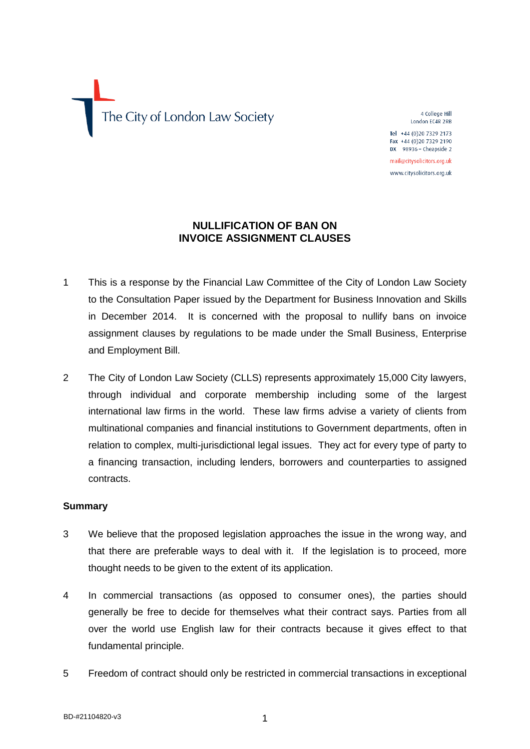The City of London Law Society

4 College Hill
London EC4R 2RB

Tel +44 (0)20 7329 2173
Fax +44 (0)20 7329 2190
DX 98936 – Cheapside 2

mail@citysolicitors.org.uk
www.citysolicitors.org.uk

# NULLIFICATION OF BAN ON INVOICE ASSIGNMENT CLAUSES

1 This is a response by the Financial Law Committee of the City of London Law Society to the Consultation Paper issued by the Department for Business Innovation and Skills in December 2014. It is concerned with the proposal to nullify bans on invoice assignment clauses by regulations to be made under the Small Business, Enterprise and Employment Bill.

2 The City of London Law Society (CLLS) represents approximately 15,000 City lawyers, through individual and corporate membership including some of the largest international law firms in the world. These law firms advise a variety of clients from multinational companies and financial institutions to Government departments, often in relation to complex, multi-jurisdictional legal issues. They act for every type of party to a financing transaction, including lenders, borrowers and counterparties to assigned contracts.

## Summary

3 We believe that the proposed legislation approaches the issue in the wrong way, and that there are preferable ways to deal with it. If the legislation is to proceed, more thought needs to be given to the extent of its application.

4 In commercial transactions (as opposed to consumer ones), the parties should generally be free to decide for themselves what their contract says. Parties from all over the world use English law for their contracts because it gives effect to that fundamental principle.

5 Freedom of contract should only be restricted in commercial transactions in exceptional

BD-#21104820-v3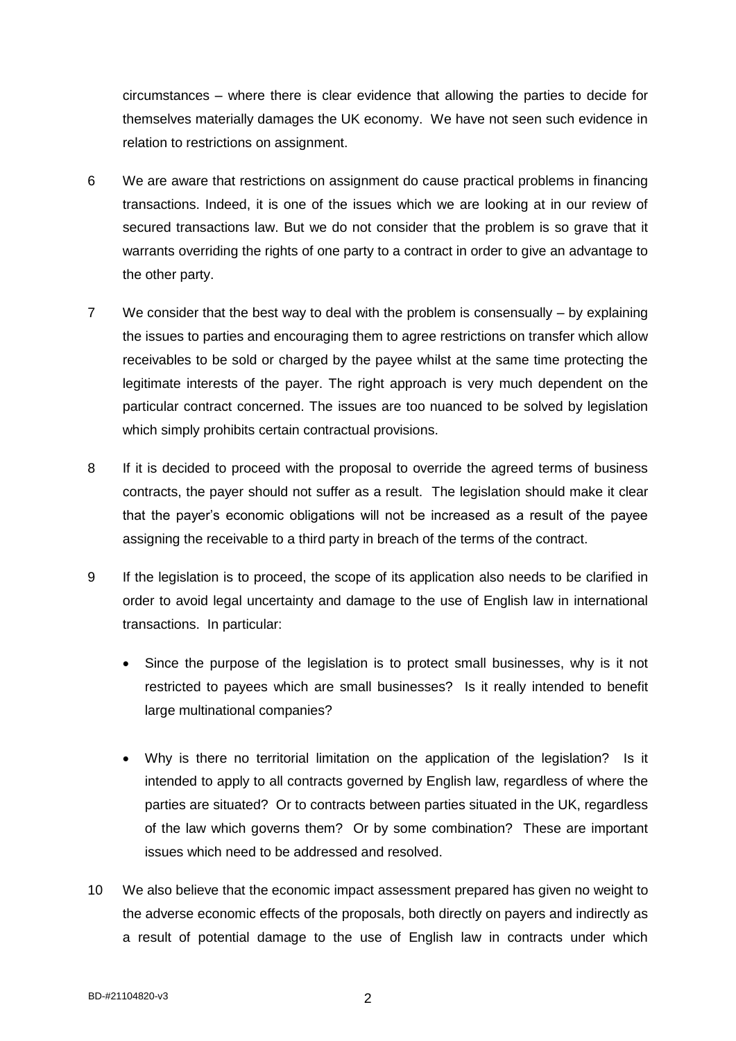circumstances – where there is clear evidence that allowing the parties to decide for themselves materially damages the UK economy. We have not seen such evidence in relation to restrictions on assignment.

6 We are aware that restrictions on assignment do cause practical problems in financing transactions. Indeed, it is one of the issues which we are looking at in our review of secured transactions law. But we do not consider that the problem is so grave that it warrants overriding the rights of one party to a contract in order to give an advantage to the other party.

7 We consider that the best way to deal with the problem is consensually – by explaining the issues to parties and encouraging them to agree restrictions on transfer which allow receivables to be sold or charged by the payee whilst at the same time protecting the legitimate interests of the payer. The right approach is very much dependent on the particular contract concerned. The issues are too nuanced to be solved by legislation which simply prohibits certain contractual provisions.

8 If it is decided to proceed with the proposal to override the agreed terms of business contracts, the payer should not suffer as a result. The legislation should make it clear that the payer's economic obligations will not be increased as a result of the payee assigning the receivable to a third party in breach of the terms of the contract.

9 If the legislation is to proceed, the scope of its application also needs to be clarified in order to avoid legal uncertainty and damage to the use of English law in international transactions. In particular:

- Since the purpose of the legislation is to protect small businesses, why is it not restricted to payees which are small businesses? Is it really intended to benefit large multinational companies?

- Why is there no territorial limitation on the application of the legislation? Is it intended to apply to all contracts governed by English law, regardless of where the parties are situated? Or to contracts between parties situated in the UK, regardless of the law which governs them? Or by some combination? These are important issues which need to be addressed and resolved.

10 We also believe that the economic impact assessment prepared has given no weight to the adverse economic effects of the proposals, both directly on payers and indirectly as a result of potential damage to the use of English law in contracts under which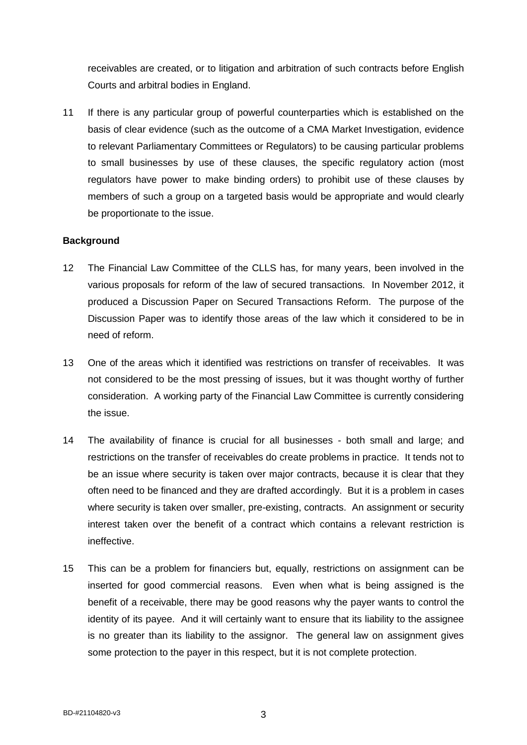receivables are created, or to litigation and arbitration of such contracts before English Courts and arbitral bodies in England.

11 If there is any particular group of powerful counterparties which is established on the basis of clear evidence (such as the outcome of a CMA Market Investigation, evidence to relevant Parliamentary Committees or Regulators) to be causing particular problems to small businesses by use of these clauses, the specific regulatory action (most regulators have power to make binding orders) to prohibit use of these clauses by members of such a group on a targeted basis would be appropriate and would clearly be proportionate to the issue.

**Background**

12 The Financial Law Committee of the CLLS has, for many years, been involved in the various proposals for reform of the law of secured transactions. In November 2012, it produced a Discussion Paper on Secured Transactions Reform. The purpose of the Discussion Paper was to identify those areas of the law which it considered to be in need of reform.

13 One of the areas which it identified was restrictions on transfer of receivables. It was not considered to be the most pressing of issues, but it was thought worthy of further consideration. A working party of the Financial Law Committee is currently considering the issue.

14 The availability of finance is crucial for all businesses - both small and large; and restrictions on the transfer of receivables do create problems in practice. It tends not to be an issue where security is taken over major contracts, because it is clear that they often need to be financed and they are drafted accordingly. But it is a problem in cases where security is taken over smaller, pre-existing, contracts. An assignment or security interest taken over the benefit of a contract which contains a relevant restriction is ineffective.

15 This can be a problem for financiers but, equally, restrictions on assignment can be inserted for good commercial reasons. Even when what is being assigned is the benefit of a receivable, there may be good reasons why the payer wants to control the identity of its payee. And it will certainly want to ensure that its liability to the assignee is no greater than its liability to the assignor. The general law on assignment gives some protection to the payer in this respect, but it is not complete protection.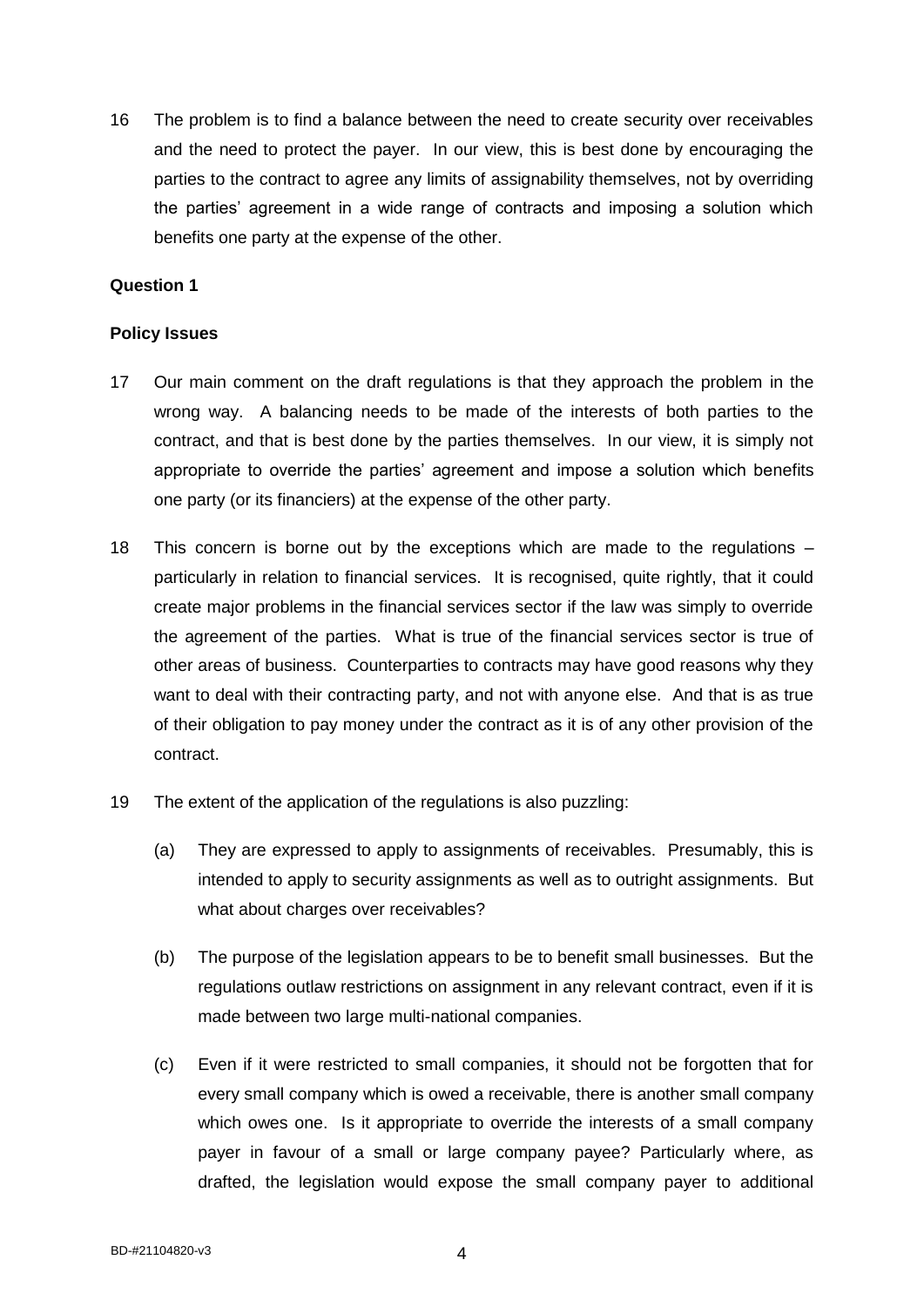16 The problem is to find a balance between the need to create security over receivables and the need to protect the payer. In our view, this is best done by encouraging the parties to the contract to agree any limits of assignability themselves, not by overriding the parties' agreement in a wide range of contracts and imposing a solution which benefits one party at the expense of the other.

**Question 1**

**Policy Issues**

17 Our main comment on the draft regulations is that they approach the problem in the wrong way. A balancing needs to be made of the interests of both parties to the contract, and that is best done by the parties themselves. In our view, it is simply not appropriate to override the parties' agreement and impose a solution which benefits one party (or its financiers) at the expense of the other party.

18 This concern is borne out by the exceptions which are made to the regulations – particularly in relation to financial services. It is recognised, quite rightly, that it could create major problems in the financial services sector if the law was simply to override the agreement of the parties. What is true of the financial services sector is true of other areas of business. Counterparties to contracts may have good reasons why they want to deal with their contracting party, and not with anyone else. And that is as true of their obligation to pay money under the contract as it is of any other provision of the contract.

19 The extent of the application of the regulations is also puzzling:

(a) They are expressed to apply to assignments of receivables. Presumably, this is intended to apply to security assignments as well as to outright assignments. But what about charges over receivables?

(b) The purpose of the legislation appears to be to benefit small businesses. But the regulations outlaw restrictions on assignment in any relevant contract, even if it is made between two large multi-national companies.

(c) Even if it were restricted to small companies, it should not be forgotten that for every small company which is owed a receivable, there is another small company which owes one. Is it appropriate to override the interests of a small company payer in favour of a small or large company payee? Particularly where, as drafted, the legislation would expose the small company payer to additional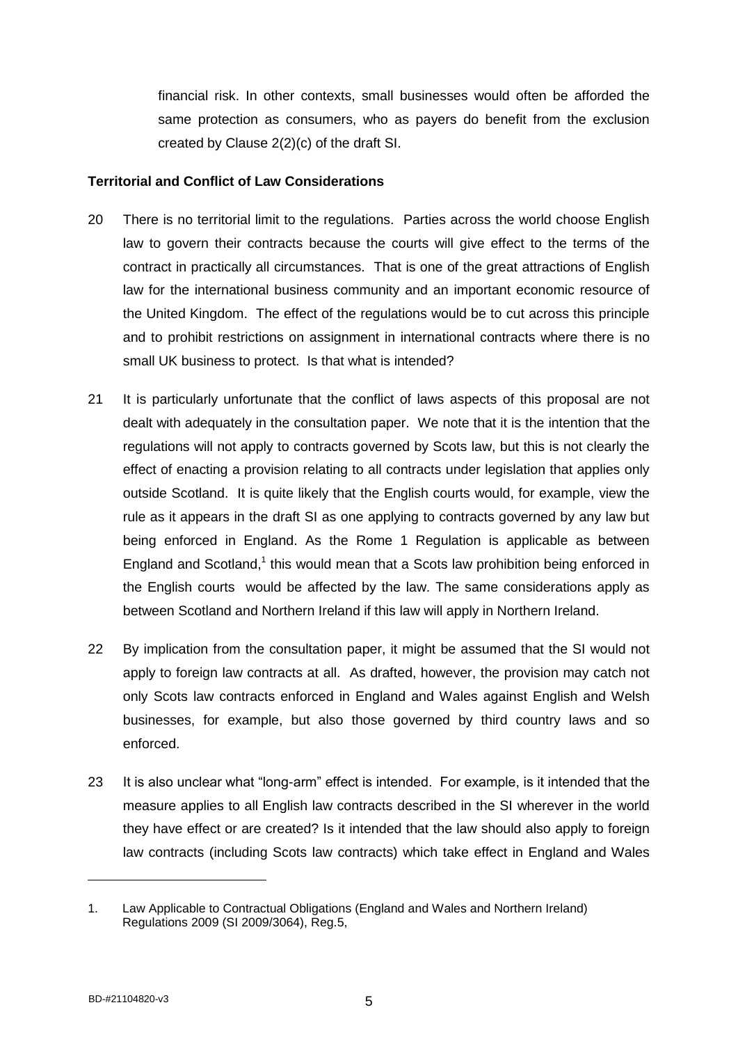financial risk. In other contexts, small businesses would often be afforded the same protection as consumers, who as payers do benefit from the exclusion created by Clause 2(2)(c) of the draft SI.

**Territorial and Conflict of Law Considerations**

20 There is no territorial limit to the regulations. Parties across the world choose English law to govern their contracts because the courts will give effect to the terms of the contract in practically all circumstances. That is one of the great attractions of English law for the international business community and an important economic resource of the United Kingdom. The effect of the regulations would be to cut across this principle and to prohibit restrictions on assignment in international contracts where there is no small UK business to protect. Is that what is intended?

21 It is particularly unfortunate that the conflict of laws aspects of this proposal are not dealt with adequately in the consultation paper. We note that it is the intention that the regulations will not apply to contracts governed by Scots law, but this is not clearly the effect of enacting a provision relating to all contracts under legislation that applies only outside Scotland. It is quite likely that the English courts would, for example, view the rule as it appears in the draft SI as one applying to contracts governed by any law but being enforced in England. As the Rome 1 Regulation is applicable as between England and Scotland,[1] this would mean that a Scots law prohibition being enforced in the English courts would be affected by the law. The same considerations apply as between Scotland and Northern Ireland if this law will apply in Northern Ireland.

22 By implication from the consultation paper, it might be assumed that the SI would not apply to foreign law contracts at all. As drafted, however, the provision may catch not only Scots law contracts enforced in England and Wales against English and Welsh businesses, for example, but also those governed by third country laws and so enforced.

23 It is also unclear what "long-arm" effect is intended. For example, is it intended that the measure applies to all English law contracts described in the SI wherever in the world they have effect or are created? Is it intended that the law should also apply to foreign law contracts (including Scots law contracts) which take effect in England and Wales

---

1. Law Applicable to Contractual Obligations (England and Wales and Northern Ireland) Regulations 2009 (SI 2009/3064), Reg.5,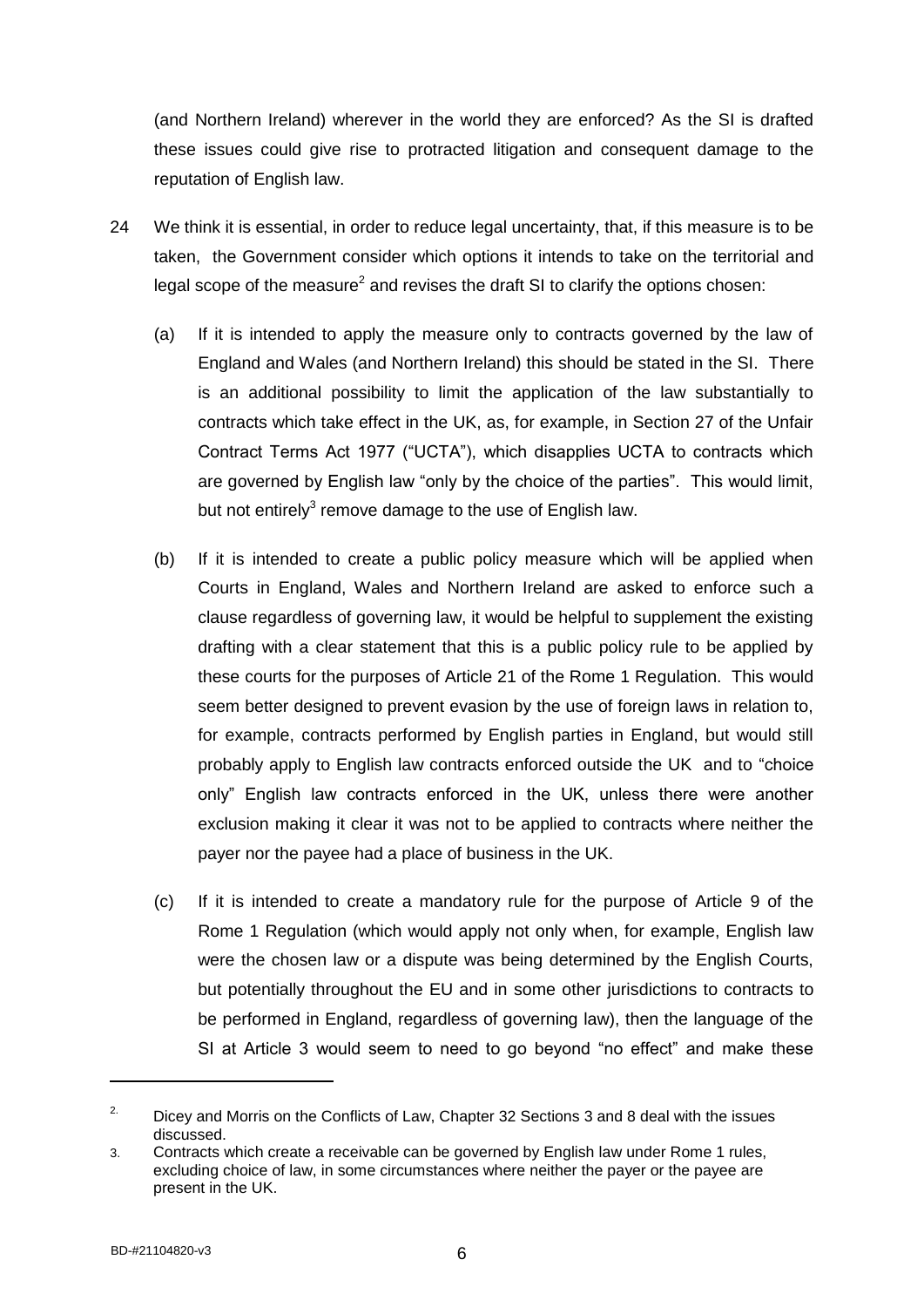(and Northern Ireland) wherever in the world they are enforced? As the SI is drafted these issues could give rise to protracted litigation and consequent damage to the reputation of English law.

24 We think it is essential, in order to reduce legal uncertainty, that, if this measure is to be taken, the Government consider which options it intends to take on the territorial and legal scope of the measure[2] and revises the draft SI to clarify the options chosen:

(a) If it is intended to apply the measure only to contracts governed by the law of England and Wales (and Northern Ireland) this should be stated in the SI. There is an additional possibility to limit the application of the law substantially to contracts which take effect in the UK, as, for example, in Section 27 of the Unfair Contract Terms Act 1977 ("UCTA"), which disapplies UCTA to contracts which are governed by English law "only by the choice of the parties". This would limit, but not entirely[3] remove damage to the use of English law.

(b) If it is intended to create a public policy measure which will be applied when Courts in England, Wales and Northern Ireland are asked to enforce such a clause regardless of governing law, it would be helpful to supplement the existing drafting with a clear statement that this is a public policy rule to be applied by these courts for the purposes of Article 21 of the Rome 1 Regulation. This would seem better designed to prevent evasion by the use of foreign laws in relation to, for example, contracts performed by English parties in England, but would still probably apply to English law contracts enforced outside the UK and to "choice only" English law contracts enforced in the UK, unless there were another exclusion making it clear it was not to be applied to contracts where neither the payer nor the payee had a place of business in the UK.

(c) If it is intended to create a mandatory rule for the purpose of Article 9 of the Rome 1 Regulation (which would apply not only when, for example, English law were the chosen law or a dispute was being determined by the English Courts, but potentially throughout the EU and in some other jurisdictions to contracts to be performed in England, regardless of governing law), then the language of the SI at Article 3 would seem to need to go beyond "no effect" and make these

---

2. Dicey and Morris on the Conflicts of Law, Chapter 32 Sections 3 and 8 deal with the issues discussed.

3. Contracts which create a receivable can be governed by English law under Rome 1 rules, excluding choice of law, in some circumstances where neither the payer or the payee are present in the UK.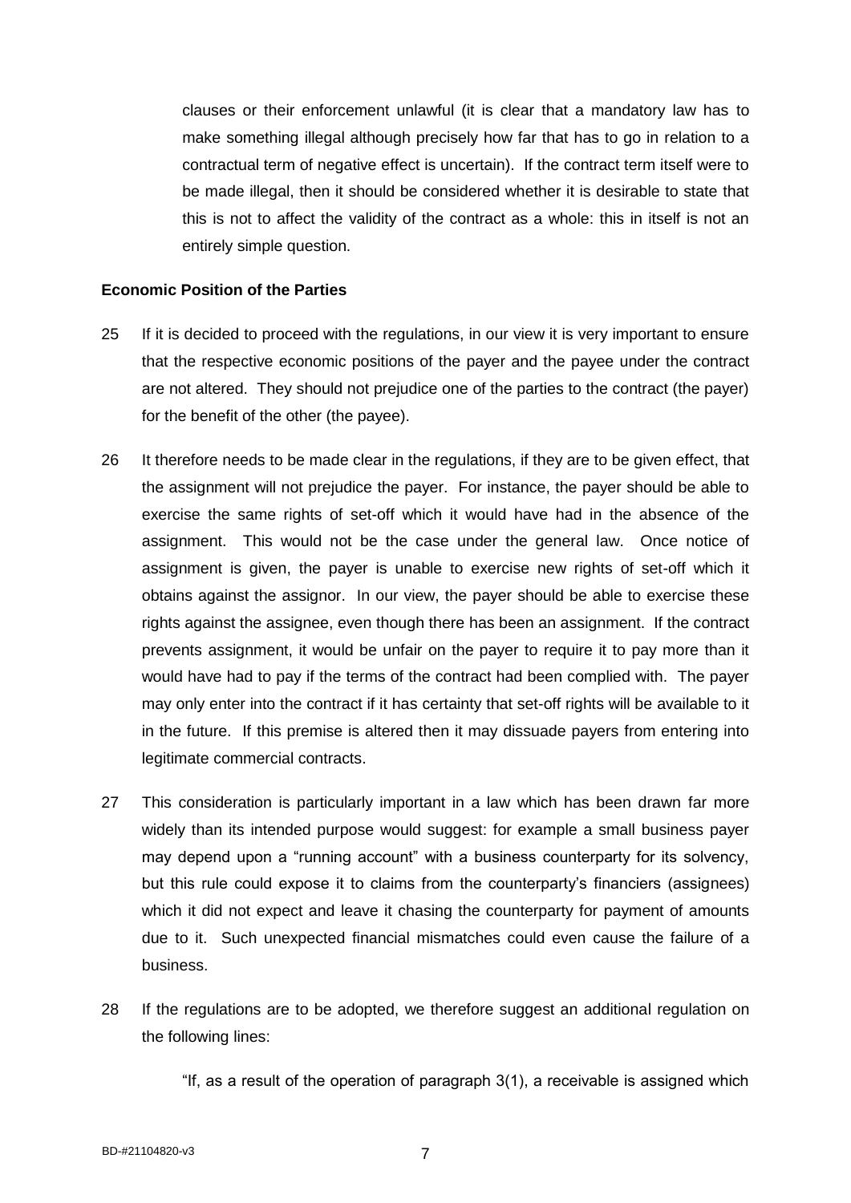clauses or their enforcement unlawful (it is clear that a mandatory law has to make something illegal although precisely how far that has to go in relation to a contractual term of negative effect is uncertain). If the contract term itself were to be made illegal, then it should be considered whether it is desirable to state that this is not to affect the validity of the contract as a whole: this in itself is not an entirely simple question.

**Economic Position of the Parties**

25 If it is decided to proceed with the regulations, in our view it is very important to ensure that the respective economic positions of the payer and the payee under the contract are not altered. They should not prejudice one of the parties to the contract (the payer) for the benefit of the other (the payee).

26 It therefore needs to be made clear in the regulations, if they are to be given effect, that the assignment will not prejudice the payer. For instance, the payer should be able to exercise the same rights of set-off which it would have had in the absence of the assignment. This would not be the case under the general law. Once notice of assignment is given, the payer is unable to exercise new rights of set-off which it obtains against the assignor. In our view, the payer should be able to exercise these rights against the assignee, even though there has been an assignment. If the contract prevents assignment, it would be unfair on the payer to require it to pay more than it would have had to pay if the terms of the contract had been complied with. The payer may only enter into the contract if it has certainty that set-off rights will be available to it in the future. If this premise is altered then it may dissuade payers from entering into legitimate commercial contracts.

27 This consideration is particularly important in a law which has been drawn far more widely than its intended purpose would suggest: for example a small business payer may depend upon a "running account" with a business counterparty for its solvency, but this rule could expose it to claims from the counterparty's financiers (assignees) which it did not expect and leave it chasing the counterparty for payment of amounts due to it. Such unexpected financial mismatches could even cause the failure of a business.

28 If the regulations are to be adopted, we therefore suggest an additional regulation on the following lines:

> "If, as a result of the operation of paragraph 3(1), a receivable is assigned which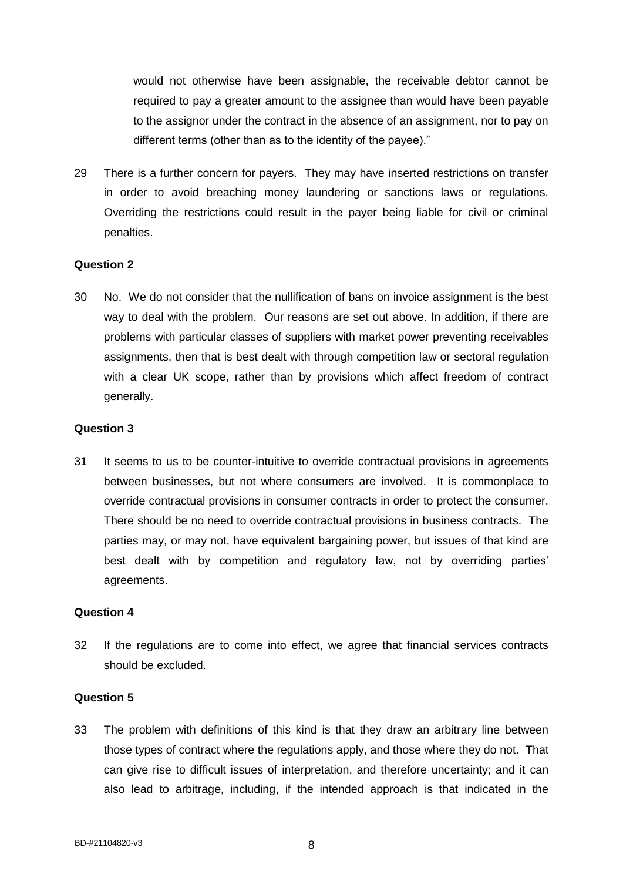would not otherwise have been assignable, the receivable debtor cannot be required to pay a greater amount to the assignee than would have been payable to the assignor under the contract in the absence of an assignment, nor to pay on different terms (other than as to the identity of the payee)."

29 There is a further concern for payers. They may have inserted restrictions on transfer in order to avoid breaching money laundering or sanctions laws or regulations. Overriding the restrictions could result in the payer being liable for civil or criminal penalties.

**Question 2**

30 No. We do not consider that the nullification of bans on invoice assignment is the best way to deal with the problem. Our reasons are set out above. In addition, if there are problems with particular classes of suppliers with market power preventing receivables assignments, then that is best dealt with through competition law or sectoral regulation with a clear UK scope, rather than by provisions which affect freedom of contract generally.

**Question 3**

31 It seems to us to be counter-intuitive to override contractual provisions in agreements between businesses, but not where consumers are involved. It is commonplace to override contractual provisions in consumer contracts in order to protect the consumer. There should be no need to override contractual provisions in business contracts. The parties may, or may not, have equivalent bargaining power, but issues of that kind are best dealt with by competition and regulatory law, not by overriding parties' agreements.

**Question 4**

32 If the regulations are to come into effect, we agree that financial services contracts should be excluded.

**Question 5**

33 The problem with definitions of this kind is that they draw an arbitrary line between those types of contract where the regulations apply, and those where they do not. That can give rise to difficult issues of interpretation, and therefore uncertainty; and it can also lead to arbitrage, including, if the intended approach is that indicated in the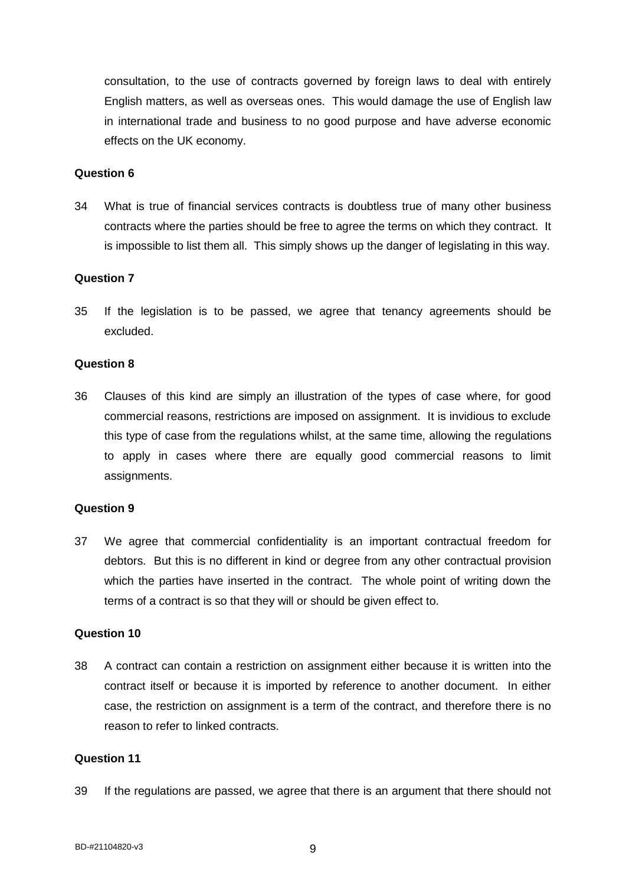consultation, to the use of contracts governed by foreign laws to deal with entirely English matters, as well as overseas ones. This would damage the use of English law in international trade and business to no good purpose and have adverse economic effects on the UK economy.

**Question 6**

34 What is true of financial services contracts is doubtless true of many other business contracts where the parties should be free to agree the terms on which they contract. It is impossible to list them all. This simply shows up the danger of legislating in this way.

**Question 7**

35 If the legislation is to be passed, we agree that tenancy agreements should be excluded.

**Question 8**

36 Clauses of this kind are simply an illustration of the types of case where, for good commercial reasons, restrictions are imposed on assignment. It is invidious to exclude this type of case from the regulations whilst, at the same time, allowing the regulations to apply in cases where there are equally good commercial reasons to limit assignments.

**Question 9**

37 We agree that commercial confidentiality is an important contractual freedom for debtors. But this is no different in kind or degree from any other contractual provision which the parties have inserted in the contract. The whole point of writing down the terms of a contract is so that they will or should be given effect to.

**Question 10**

38 A contract can contain a restriction on assignment either because it is written into the contract itself or because it is imported by reference to another document. In either case, the restriction on assignment is a term of the contract, and therefore there is no reason to refer to linked contracts.

**Question 11**

39 If the regulations are passed, we agree that there is an argument that there should not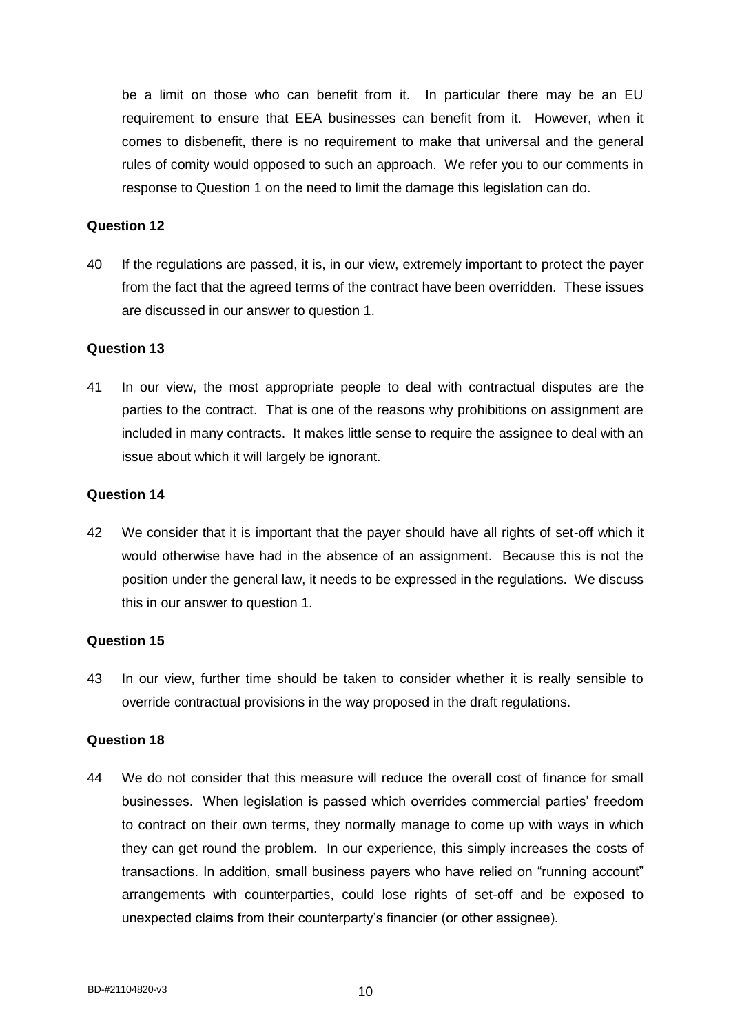be a limit on those who can benefit from it. In particular there may be an EU requirement to ensure that EEA businesses can benefit from it. However, when it comes to disbenefit, there is no requirement to make that universal and the general rules of comity would opposed to such an approach. We refer you to our comments in response to Question 1 on the need to limit the damage this legislation can do.

**Question 12**

40 If the regulations are passed, it is, in our view, extremely important to protect the payer from the fact that the agreed terms of the contract have been overridden. These issues are discussed in our answer to question 1.

**Question 13**

41 In our view, the most appropriate people to deal with contractual disputes are the parties to the contract. That is one of the reasons why prohibitions on assignment are included in many contracts. It makes little sense to require the assignee to deal with an issue about which it will largely be ignorant.

**Question 14**

42 We consider that it is important that the payer should have all rights of set-off which it would otherwise have had in the absence of an assignment. Because this is not the position under the general law, it needs to be expressed in the regulations. We discuss this in our answer to question 1.

**Question 15**

43 In our view, further time should be taken to consider whether it is really sensible to override contractual provisions in the way proposed in the draft regulations.

**Question 18**

44 We do not consider that this measure will reduce the overall cost of finance for small businesses. When legislation is passed which overrides commercial parties' freedom to contract on their own terms, they normally manage to come up with ways in which they can get round the problem. In our experience, this simply increases the costs of transactions. In addition, small business payers who have relied on "running account" arrangements with counterparties, could lose rights of set-off and be exposed to unexpected claims from their counterparty's financier (or other assignee).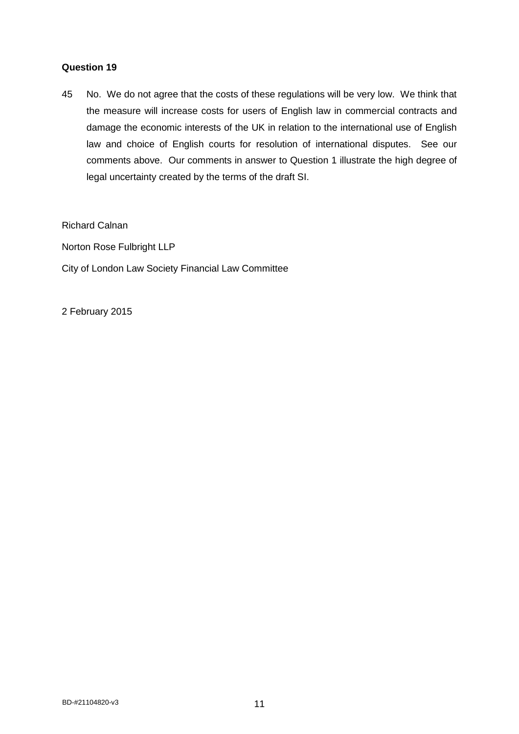**Question 19**

45 No. We do not agree that the costs of these regulations will be very low. We think that the measure will increase costs for users of English law in commercial contracts and damage the economic interests of the UK in relation to the international use of English law and choice of English courts for resolution of international disputes. See our comments above. Our comments in answer to Question 1 illustrate the high degree of legal uncertainty created by the terms of the draft SI.

Richard Calnan

Norton Rose Fulbright LLP

City of London Law Society Financial Law Committee

2 February 2015